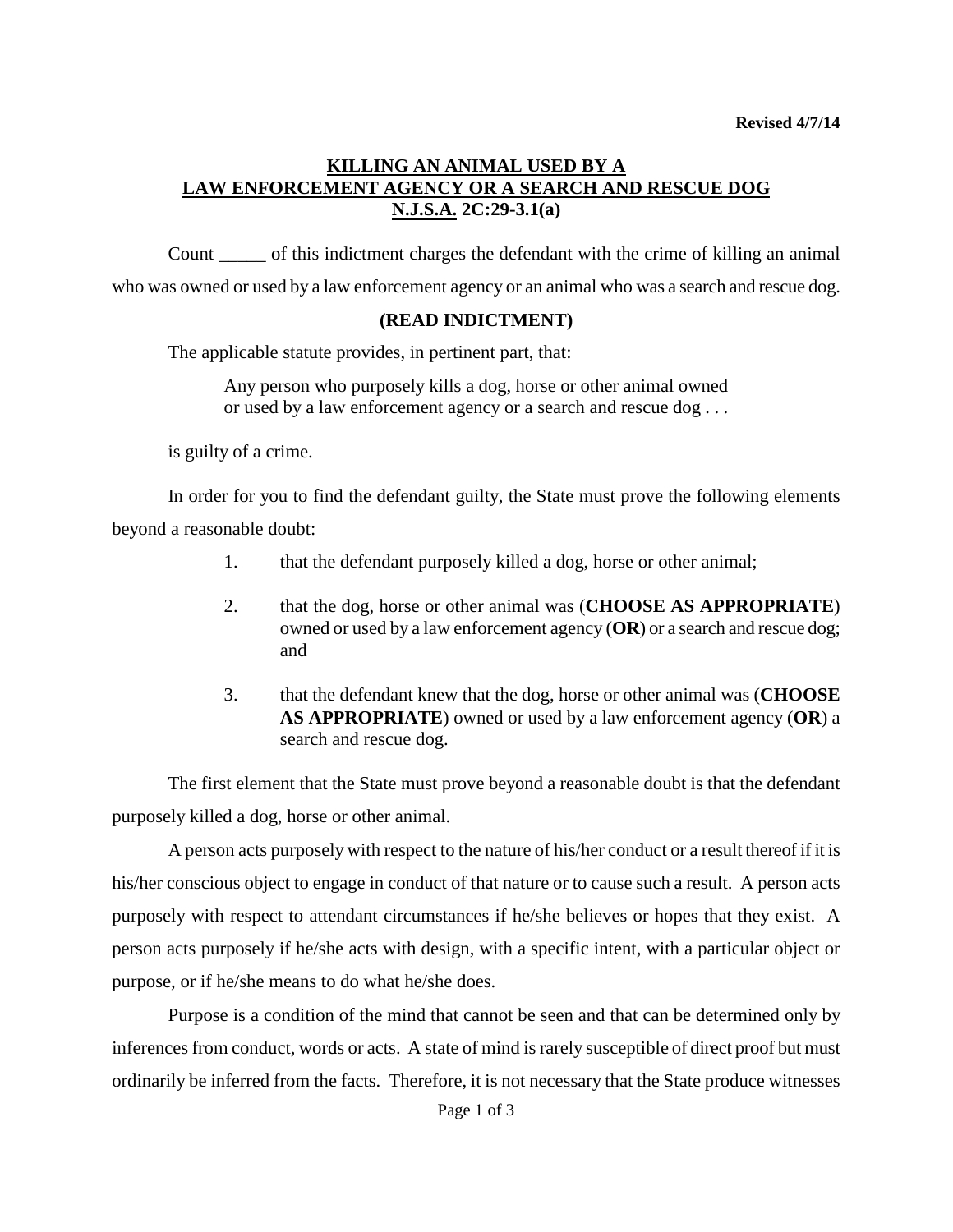**Revised 4/7/14**

## KILLING AN ANIMAL USED BY A LAW ENFORCEMENT AGENCY OR A SEARCH AND RESCUE DOG N.J.S.A. 2C:29-3.1(a)

Count _____ of this indictment charges the defendant with the crime of killing an animal who was owned or used by a law enforcement agency or an animal who was a search and rescue dog.

**(READ INDICTMENT)**

The applicable statute provides, in pertinent part, that:

> Any person who purposely kills a dog, horse or other animal owned or used by a law enforcement agency or a search and rescue dog . . .

is guilty of a crime.

In order for you to find the defendant guilty, the State must prove the following elements beyond a reasonable doubt:

1. that the defendant purposely killed a dog, horse or other animal;
2. that the dog, horse or other animal was (**CHOOSE AS APPROPRIATE**) owned or used by a law enforcement agency (**OR**) or a search and rescue dog; and
3. that the defendant knew that the dog, horse or other animal was (**CHOOSE AS APPROPRIATE**) owned or used by a law enforcement agency (**OR**) a search and rescue dog.

The first element that the State must prove beyond a reasonable doubt is that the defendant purposely killed a dog, horse or other animal.

A person acts purposely with respect to the nature of his/her conduct or a result thereof if it is his/her conscious object to engage in conduct of that nature or to cause such a result. A person acts purposely with respect to attendant circumstances if he/she believes or hopes that they exist. A person acts purposely if he/she acts with design, with a specific intent, with a particular object or purpose, or if he/she means to do what he/she does.

Purpose is a condition of the mind that cannot be seen and that can be determined only by inferences from conduct, words or acts. A state of mind is rarely susceptible of direct proof but must ordinarily be inferred from the facts. Therefore, it is not necessary that the State produce witnesses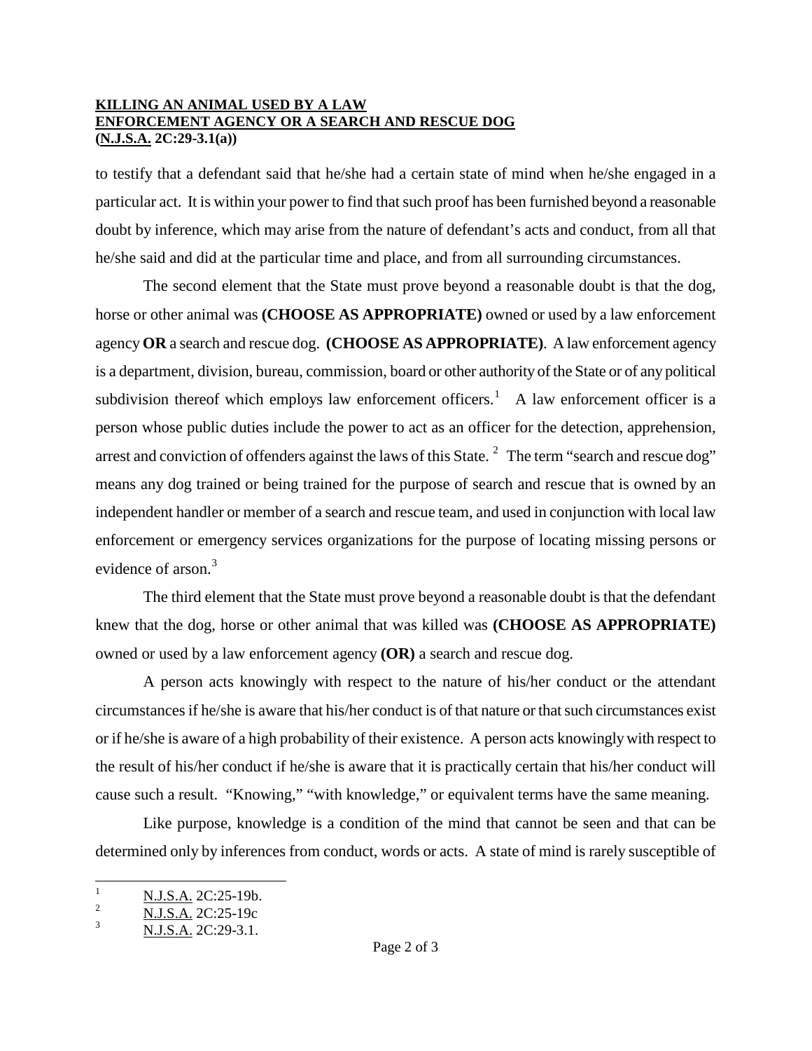to testify that a defendant said that he/she had a certain state of mind when he/she engaged in a particular act. It is within your power to find that such proof has been furnished beyond a reasonable doubt by inference, which may arise from the nature of defendant's acts and conduct, from all that he/she said and did at the particular time and place, and from all surrounding circumstances.

The second element that the State must prove beyond a reasonable doubt is that the dog, horse or other animal was **(CHOOSE AS APPROPRIATE)** owned or used by a law enforcement agency **OR** a search and rescue dog. **(CHOOSE AS APPROPRIATE)**. A law enforcement agency is a department, division, bureau, commission, board or other authority of the State or of any political subdivision thereof which employs law enforcement officers.[1] A law enforcement officer is a person whose public duties include the power to act as an officer for the detection, apprehension, arrest and conviction of offenders against the laws of this State.[2] The term "search and rescue dog" means any dog trained or being trained for the purpose of search and rescue that is owned by an independent handler or member of a search and rescue team, and used in conjunction with local law enforcement or emergency services organizations for the purpose of locating missing persons or evidence of arson.[3]

The third element that the State must prove beyond a reasonable doubt is that the defendant knew that the dog, horse or other animal that was killed was **(CHOOSE AS APPROPRIATE)** owned or used by a law enforcement agency **(OR)** a search and rescue dog.

A person acts knowingly with respect to the nature of his/her conduct or the attendant circumstances if he/she is aware that his/her conduct is of that nature or that such circumstances exist or if he/she is aware of a high probability of their existence. A person acts knowingly with respect to the result of his/her conduct if he/she is aware that it is practically certain that his/her conduct will cause such a result. "Knowing," "with knowledge," or equivalent terms have the same meaning.

Like purpose, knowledge is a condition of the mind that cannot be seen and that can be determined only by inferences from conduct, words or acts. A state of mind is rarely susceptible of

---

[1] N.J.S.A. 2C:25-19b.

[2] N.J.S.A. 2C:25-19c

[3] N.J.S.A. 2C:29-3.1.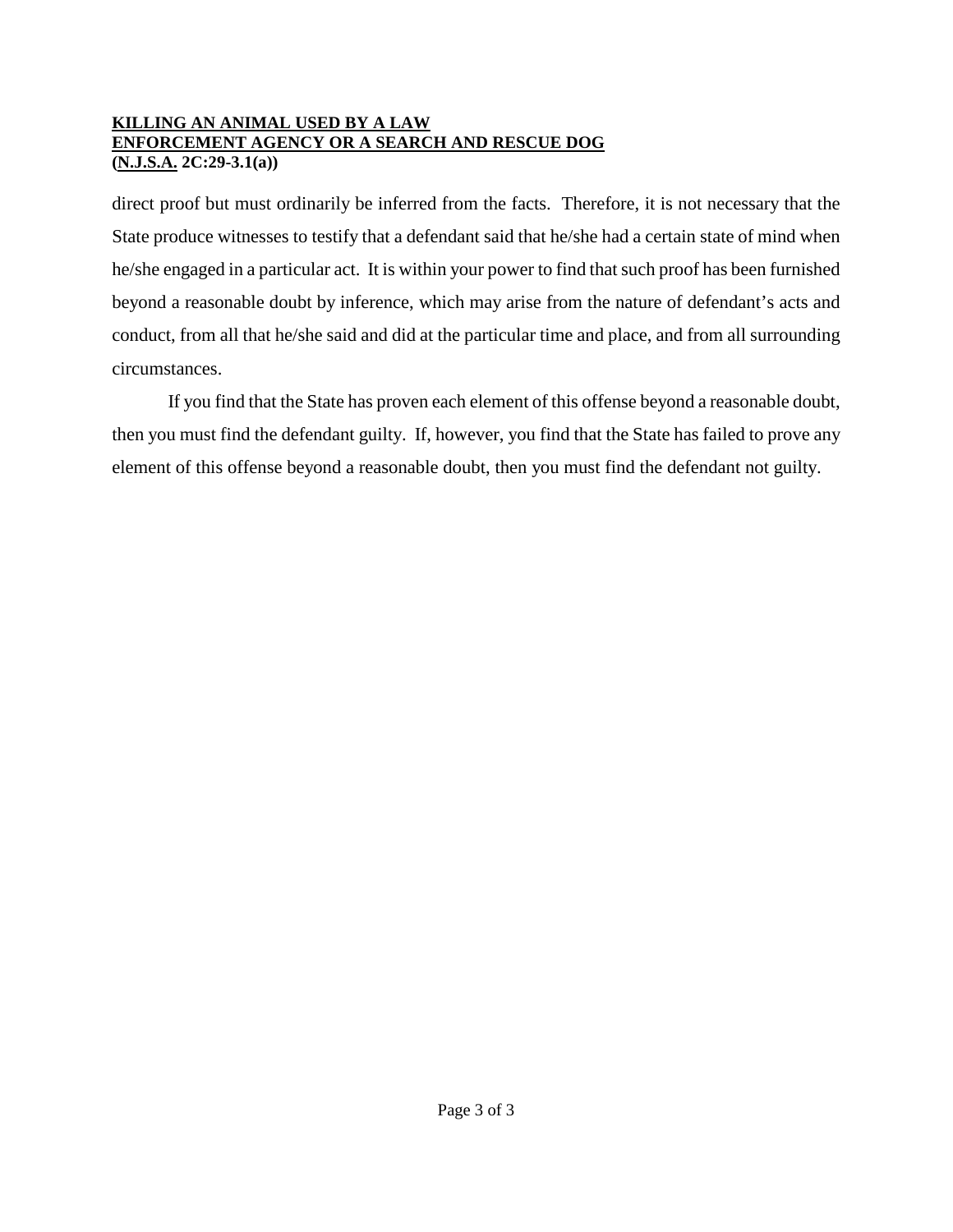direct proof but must ordinarily be inferred from the facts. Therefore, it is not necessary that the State produce witnesses to testify that a defendant said that he/she had a certain state of mind when he/she engaged in a particular act. It is within your power to find that such proof has been furnished beyond a reasonable doubt by inference, which may arise from the nature of defendant's acts and conduct, from all that he/she said and did at the particular time and place, and from all surrounding circumstances.

If you find that the State has proven each element of this offense beyond a reasonable doubt, then you must find the defendant guilty. If, however, you find that the State has failed to prove any element of this offense beyond a reasonable doubt, then you must find the defendant not guilty.